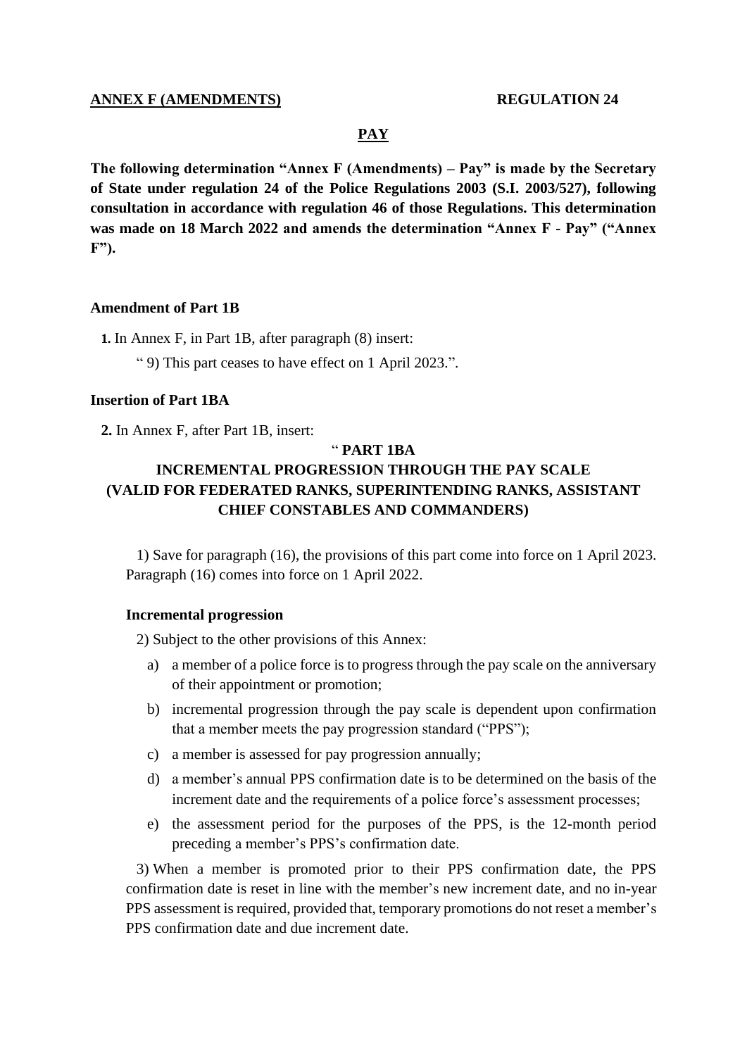**ANNEX F (AMENDMENTS)** **REGULATION 24**

## PAY

**The following determination "Annex F (Amendments) – Pay" is made by the Secretary of State under regulation 24 of the Police Regulations 2003 (S.I. 2003/527), following consultation in accordance with regulation 46 of those Regulations. This determination was made on 18 March 2022 and amends the determination "Annex F - Pay" ("Annex F").**

### Amendment of Part 1B

**1.** In Annex F, in Part 1B, after paragraph (8) insert:

" 9) This part ceases to have effect on 1 April 2023.".

### Insertion of Part 1BA

**2.** In Annex F, after Part 1B, insert:

" **PART 1BA**

**INCREMENTAL PROGRESSION THROUGH THE PAY SCALE (VALID FOR FEDERATED RANKS, SUPERINTENDING RANKS, ASSISTANT CHIEF CONSTABLES AND COMMANDERS)**

1) Save for paragraph (16), the provisions of this part come into force on 1 April 2023. Paragraph (16) comes into force on 1 April 2022.

**Incremental progression**

2) Subject to the other provisions of this Annex:

a) a member of a police force is to progress through the pay scale on the anniversary of their appointment or promotion;

b) incremental progression through the pay scale is dependent upon confirmation that a member meets the pay progression standard ("PPS");

c) a member is assessed for pay progression annually;

d) a member's annual PPS confirmation date is to be determined on the basis of the increment date and the requirements of a police force's assessment processes;

e) the assessment period for the purposes of the PPS, is the 12-month period preceding a member's PPS's confirmation date.

3) When a member is promoted prior to their PPS confirmation date, the PPS confirmation date is reset in line with the member's new increment date, and no in-year PPS assessment is required, provided that, temporary promotions do not reset a member's PPS confirmation date and due increment date.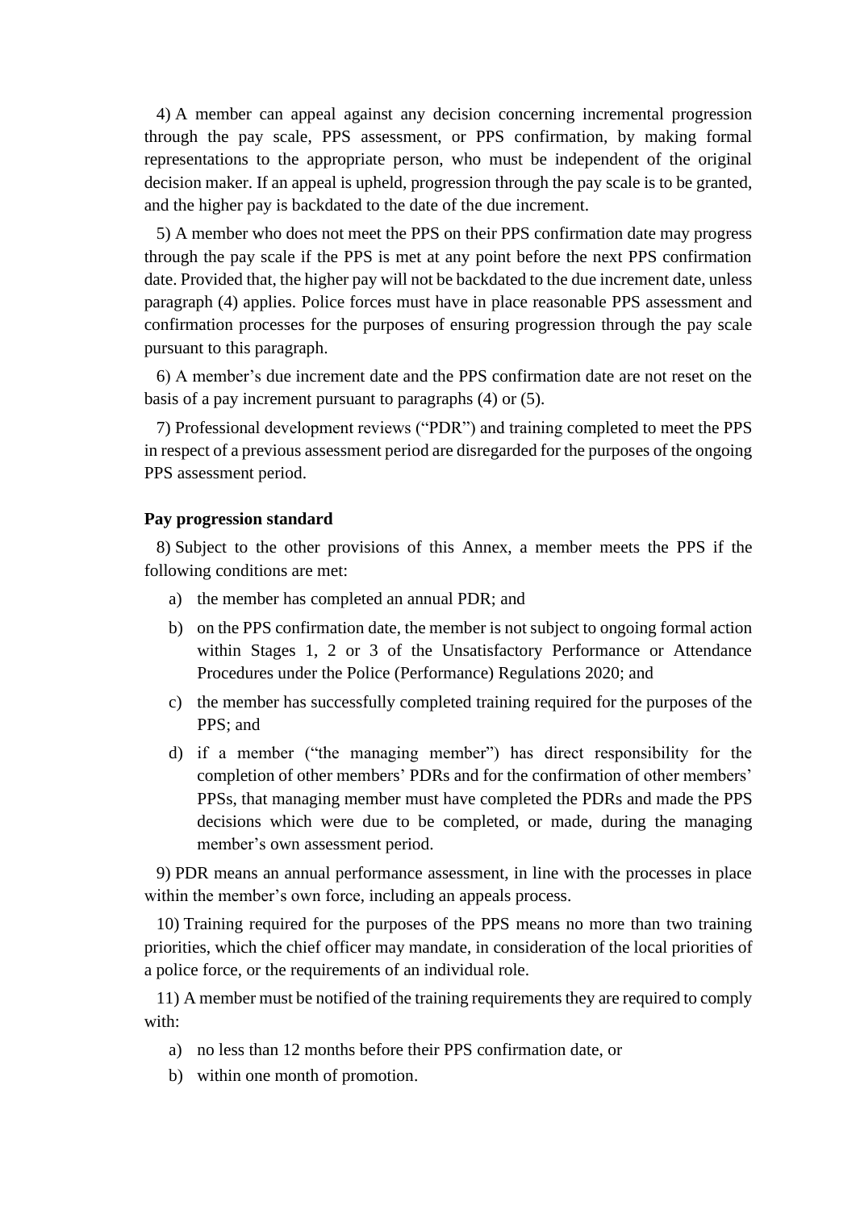4) A member can appeal against any decision concerning incremental progression through the pay scale, PPS assessment, or PPS confirmation, by making formal representations to the appropriate person, who must be independent of the original decision maker. If an appeal is upheld, progression through the pay scale is to be granted, and the higher pay is backdated to the date of the due increment.

5) A member who does not meet the PPS on their PPS confirmation date may progress through the pay scale if the PPS is met at any point before the next PPS confirmation date. Provided that, the higher pay will not be backdated to the due increment date, unless paragraph (4) applies. Police forces must have in place reasonable PPS assessment and confirmation processes for the purposes of ensuring progression through the pay scale pursuant to this paragraph.

6) A member's due increment date and the PPS confirmation date are not reset on the basis of a pay increment pursuant to paragraphs (4) or (5).

7) Professional development reviews ("PDR") and training completed to meet the PPS in respect of a previous assessment period are disregarded for the purposes of the ongoing PPS assessment period.

**Pay progression standard**

8) Subject to the other provisions of this Annex, a member meets the PPS if the following conditions are met:

a) the member has completed an annual PDR; and

b) on the PPS confirmation date, the member is not subject to ongoing formal action within Stages 1, 2 or 3 of the Unsatisfactory Performance or Attendance Procedures under the Police (Performance) Regulations 2020; and

c) the member has successfully completed training required for the purposes of the PPS; and

d) if a member ("the managing member") has direct responsibility for the completion of other members' PDRs and for the confirmation of other members' PPSs, that managing member must have completed the PDRs and made the PPS decisions which were due to be completed, or made, during the managing member's own assessment period.

9) PDR means an annual performance assessment, in line with the processes in place within the member's own force, including an appeals process.

10) Training required for the purposes of the PPS means no more than two training priorities, which the chief officer may mandate, in consideration of the local priorities of a police force, or the requirements of an individual role.

11) A member must be notified of the training requirements they are required to comply with:

a) no less than 12 months before their PPS confirmation date, or

b) within one month of promotion.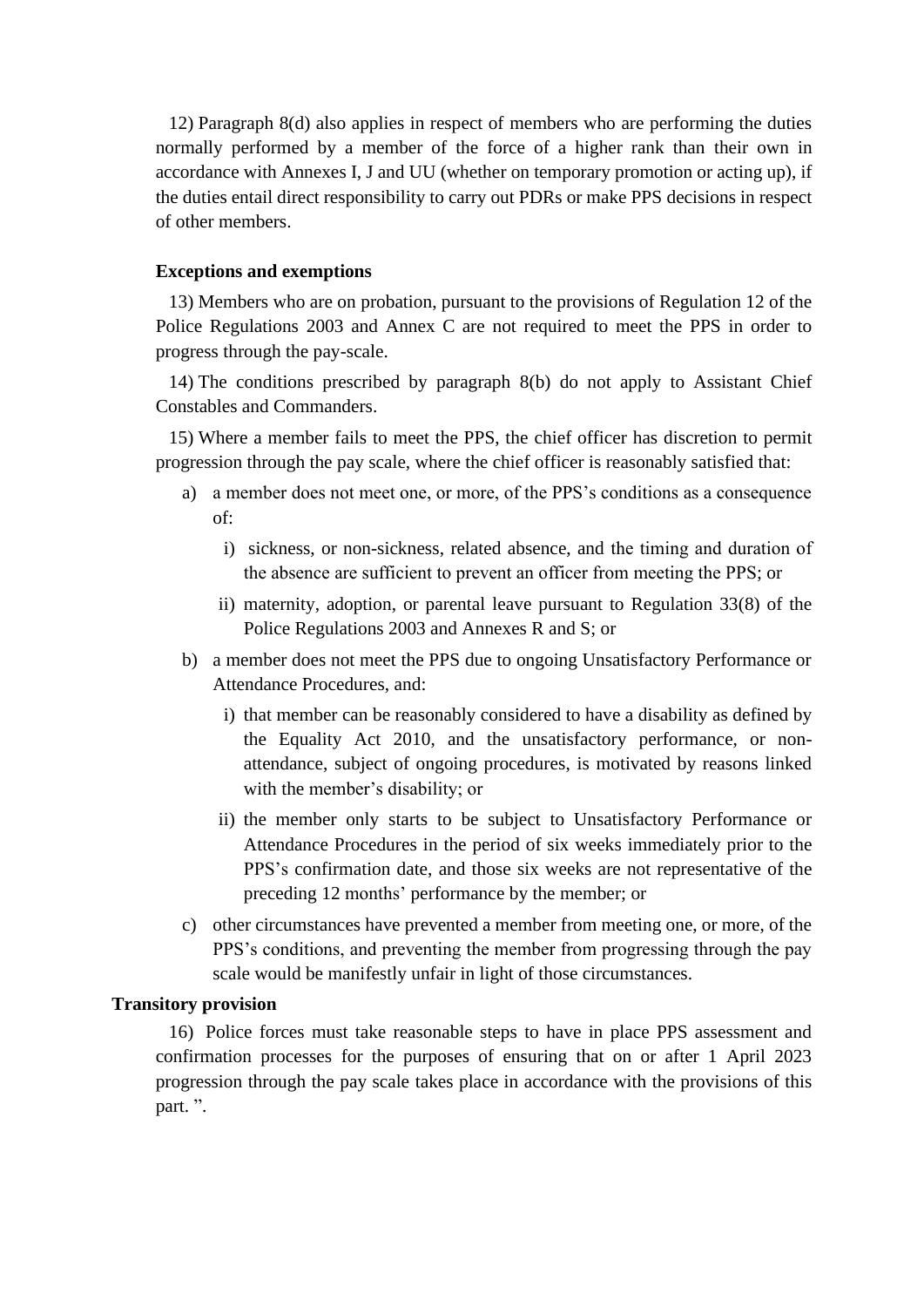12) Paragraph 8(d) also applies in respect of members who are performing the duties normally performed by a member of the force of a higher rank than their own in accordance with Annexes I, J and UU (whether on temporary promotion or acting up), if the duties entail direct responsibility to carry out PDRs or make PPS decisions in respect of other members.

**Exceptions and exemptions**

13) Members who are on probation, pursuant to the provisions of Regulation 12 of the Police Regulations 2003 and Annex C are not required to meet the PPS in order to progress through the pay-scale.

14) The conditions prescribed by paragraph 8(b) do not apply to Assistant Chief Constables and Commanders.

15) Where a member fails to meet the PPS, the chief officer has discretion to permit progression through the pay scale, where the chief officer is reasonably satisfied that:

a) a member does not meet one, or more, of the PPS's conditions as a consequence of:

   i) sickness, or non-sickness, related absence, and the timing and duration of the absence are sufficient to prevent an officer from meeting the PPS; or

   ii) maternity, adoption, or parental leave pursuant to Regulation 33(8) of the Police Regulations 2003 and Annexes R and S; or

b) a member does not meet the PPS due to ongoing Unsatisfactory Performance or Attendance Procedures, and:

   i) that member can be reasonably considered to have a disability as defined by the Equality Act 2010, and the unsatisfactory performance, or non-attendance, subject of ongoing procedures, is motivated by reasons linked with the member's disability; or

   ii) the member only starts to be subject to Unsatisfactory Performance or Attendance Procedures in the period of six weeks immediately prior to the PPS's confirmation date, and those six weeks are not representative of the preceding 12 months' performance by the member; or

c) other circumstances have prevented a member from meeting one, or more, of the PPS's conditions, and preventing the member from progressing through the pay scale would be manifestly unfair in light of those circumstances.

**Transitory provision**

16) Police forces must take reasonable steps to have in place PPS assessment and confirmation processes for the purposes of ensuring that on or after 1 April 2023 progression through the pay scale takes place in accordance with the provisions of this part. ".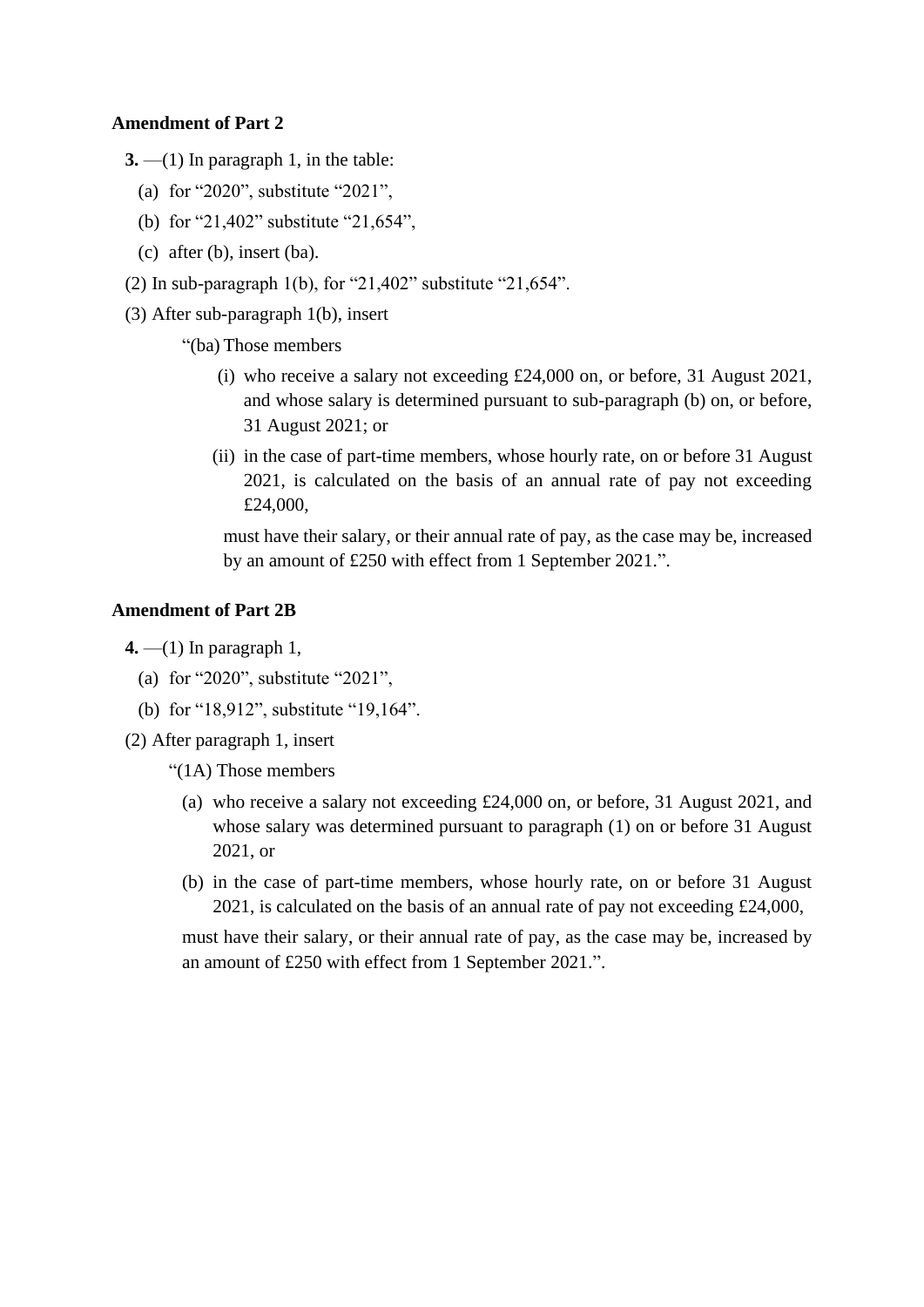**Amendment of Part 2**

**3.** —(1) In paragraph 1, in the table:

(a) for "2020", substitute "2021",

(b) for "21,402" substitute "21,654",

(c) after (b), insert (ba).

(2) In sub-paragraph 1(b), for "21,402" substitute "21,654".

(3) After sub-paragraph 1(b), insert

"(ba) Those members

(i) who receive a salary not exceeding £24,000 on, or before, 31 August 2021, and whose salary is determined pursuant to sub-paragraph (b) on, or before, 31 August 2021; or

(ii) in the case of part-time members, whose hourly rate, on or before 31 August 2021, is calculated on the basis of an annual rate of pay not exceeding £24,000,

must have their salary, or their annual rate of pay, as the case may be, increased by an amount of £250 with effect from 1 September 2021.".

**Amendment of Part 2B**

**4.** —(1) In paragraph 1,

(a) for "2020", substitute "2021",

(b) for "18,912", substitute "19,164".

(2) After paragraph 1, insert

"(1A) Those members

(a) who receive a salary not exceeding £24,000 on, or before, 31 August 2021, and whose salary was determined pursuant to paragraph (1) on or before 31 August 2021, or

(b) in the case of part-time members, whose hourly rate, on or before 31 August 2021, is calculated on the basis of an annual rate of pay not exceeding £24,000,

must have their salary, or their annual rate of pay, as the case may be, increased by an amount of £250 with effect from 1 September 2021.".